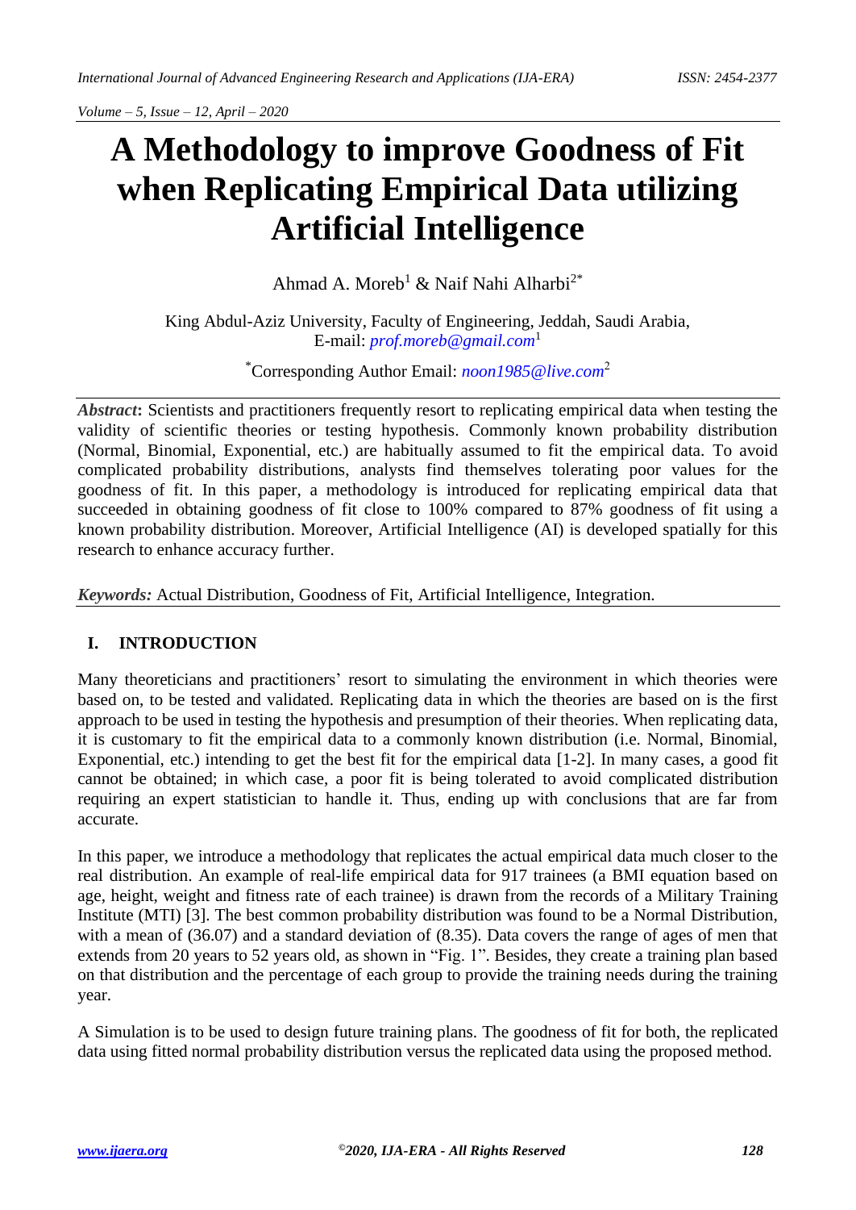# A Methodology to improve Goodness of Fit when Replicating Empirical Data utilizing Artificial Intelligence

Ahmad A. Moreb[1] & Naif Nahi Alharbi[2*]

King Abdul-Aziz University, Faculty of Engineering, Jeddah, Saudi Arabia,
E-mail: *prof.moreb@gmail.com*[1]

[*]Corresponding Author Email: *noon1985@live.com*[2]

***Abstract*:** Scientists and practitioners frequently resort to replicating empirical data when testing the validity of scientific theories or testing hypothesis. Commonly known probability distribution (Normal, Binomial, Exponential, etc.) are habitually assumed to fit the empirical data. To avoid complicated probability distributions, analysts find themselves tolerating poor values for the goodness of fit. In this paper, a methodology is introduced for replicating empirical data that succeeded in obtaining goodness of fit close to 100% compared to 87% goodness of fit using a known probability distribution. Moreover, Artificial Intelligence (AI) is developed spatially for this research to enhance accuracy further.

***Keywords:*** Actual Distribution, Goodness of Fit, Artificial Intelligence, Integration.

## I. INTRODUCTION

Many theoreticians and practitioners' resort to simulating the environment in which theories were based on, to be tested and validated. Replicating data in which the theories are based on is the first approach to be used in testing the hypothesis and presumption of their theories. When replicating data, it is customary to fit the empirical data to a commonly known distribution (i.e. Normal, Binomial, Exponential, etc.) intending to get the best fit for the empirical data [1-2]. In many cases, a good fit cannot be obtained; in which case, a poor fit is being tolerated to avoid complicated distribution requiring an expert statistician to handle it. Thus, ending up with conclusions that are far from accurate.

In this paper, we introduce a methodology that replicates the actual empirical data much closer to the real distribution. An example of real-life empirical data for 917 trainees (a BMI equation based on age, height, weight and fitness rate of each trainee) is drawn from the records of a Military Training Institute (MTI) [3]. The best common probability distribution was found to be a Normal Distribution, with a mean of (36.07) and a standard deviation of (8.35). Data covers the range of ages of men that extends from 20 years to 52 years old, as shown in "Fig. 1". Besides, they create a training plan based on that distribution and the percentage of each group to provide the training needs during the training year.

A Simulation is to be used to design future training plans. The goodness of fit for both, the replicated data using fitted normal probability distribution versus the replicated data using the proposed method.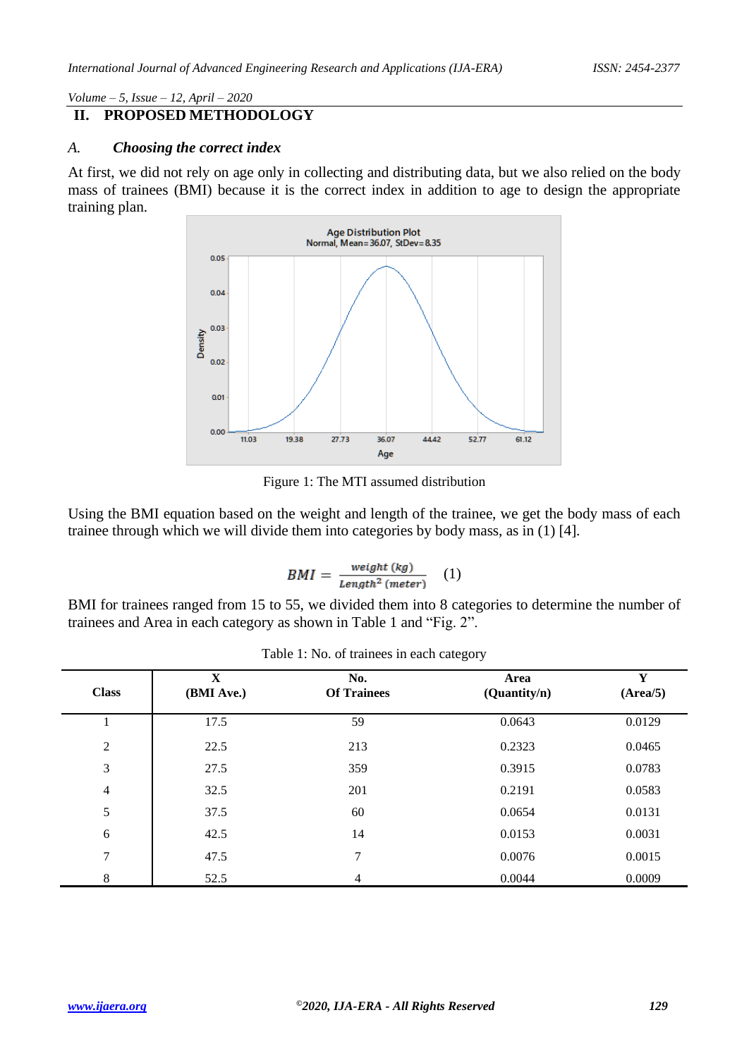## II. PROPOSED METHODOLOGY

### *A. Choosing the correct index*

At first, we did not rely on age only in collecting and distributing data, but we also relied on the body mass of trainees (BMI) because it is the correct index in addition to age to design the appropriate training plan.

Figure 1: The MTI assumed distribution

Using the BMI equation based on the weight and length of the trainee, we get the body mass of each trainee through which we will divide them into categories by body mass, as in (1) [4].

$$BMI = \frac{weight\ (kg)}{Length^2\ (meter)} \quad (1)$$

BMI for trainees ranged from 15 to 55, we divided them into 8 categories to determine the number of trainees and Area in each category as shown in Table 1 and "Fig. 2".

Table 1: No. of trainees in each category

| Class | X (BMI Ave.) | No. Of Trainees | Area (Quantity/n) | Y (Area/5) |
|---|---|---|---|---|
| 1 | 17.5 | 59 | 0.0643 | 0.0129 |
| 2 | 22.5 | 213 | 0.2323 | 0.0465 |
| 3 | 27.5 | 359 | 0.3915 | 0.0783 |
| 4 | 32.5 | 201 | 0.2191 | 0.0583 |
| 5 | 37.5 | 60 | 0.0654 | 0.0131 |
| 6 | 42.5 | 14 | 0.0153 | 0.0031 |
| 7 | 47.5 | 7 | 0.0076 | 0.0015 |
| 8 | 52.5 | 4 | 0.0044 | 0.0009 |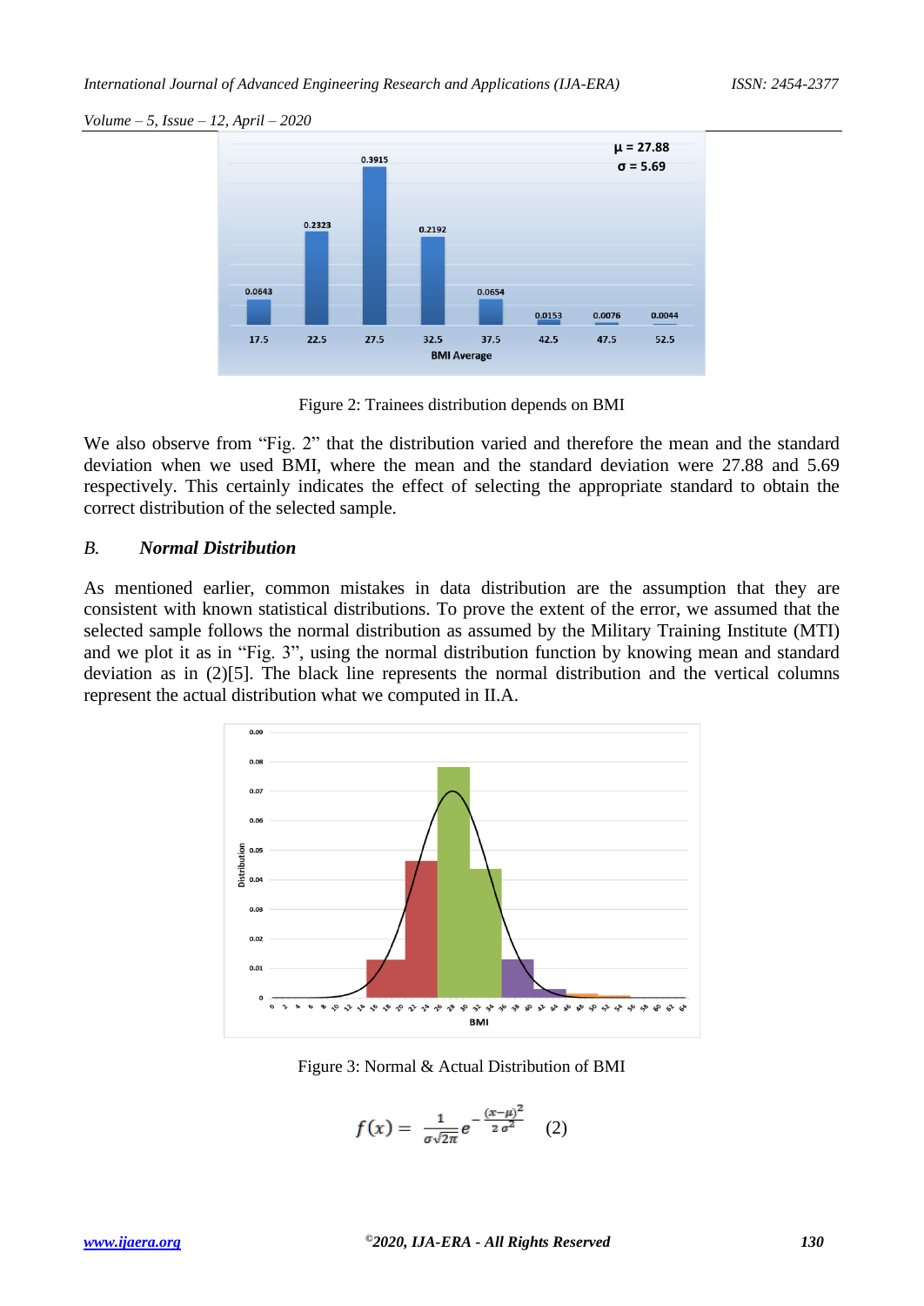Figure 2: Trainees distribution depends on BMI

We also observe from "Fig. 2" that the distribution varied and therefore the mean and the standard deviation when we used BMI, where the mean and the standard deviation were 27.88 and 5.69 respectively. This certainly indicates the effect of selecting the appropriate standard to obtain the correct distribution of the selected sample.

### *B. Normal Distribution*

As mentioned earlier, common mistakes in data distribution are the assumption that they are consistent with known statistical distributions. To prove the extent of the error, we assumed that the selected sample follows the normal distribution as assumed by the Military Training Institute (MTI) and we plot it as in "Fig. 3", using the normal distribution function by knowing mean and standard deviation as in (2)[5]. The black line represents the normal distribution and the vertical columns represent the actual distribution what we computed in II.A.

Figure 3: Normal & Actual Distribution of BMI

$$f(x) = \frac{1}{\sigma\sqrt{2\pi}} e^{-\frac{(x-\mu)^2}{2\sigma^2}} \quad (2)$$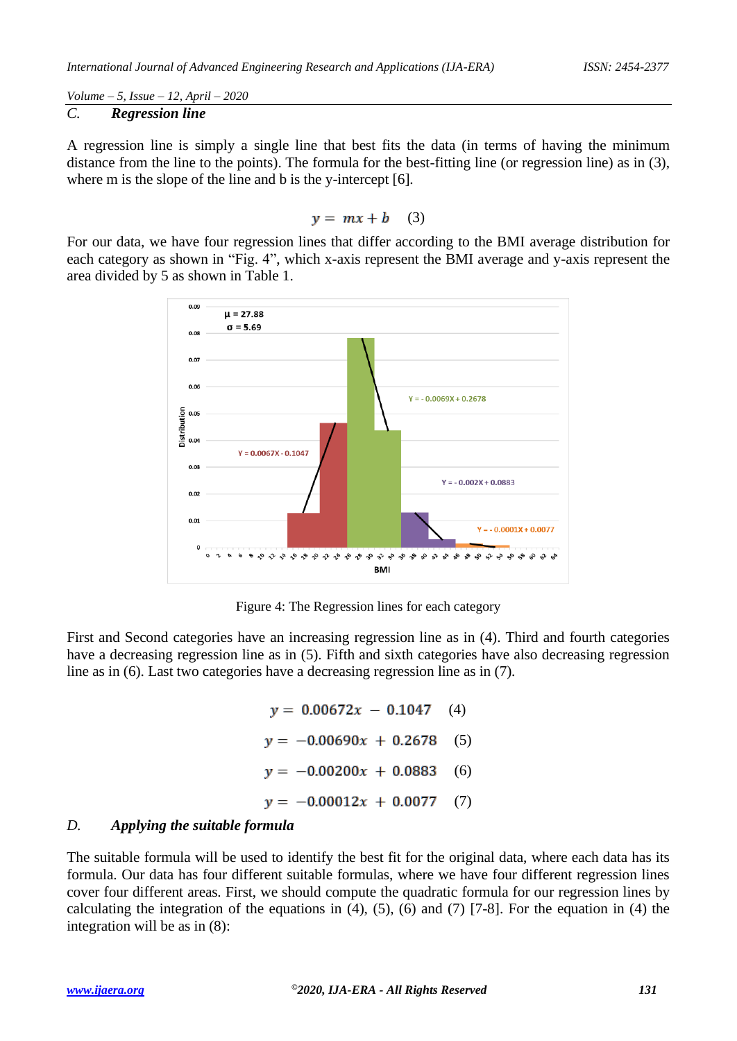### C. *Regression line*

A regression line is simply a single line that best fits the data (in terms of having the minimum distance from the line to the points). The formula for the best-fitting line (or regression line) as in (3), where m is the slope of the line and b is the y-intercept [6].

$$y = mx + b \quad (3)$$

For our data, we have four regression lines that differ according to the BMI average distribution for each category as shown in "Fig. 4", which x-axis represent the BMI average and y-axis represent the area divided by 5 as shown in Table 1.

Figure 4: The Regression lines for each category

First and Second categories have an increasing regression line as in (4). Third and fourth categories have a decreasing regression line as in (5). Fifth and sixth categories have also decreasing regression line as in (6). Last two categories have a decreasing regression line as in (7).

$$y = 0.00672x - 0.1047 \quad (4)$$

$$y = -0.00690x + 0.2678 \quad (5)$$

$$y = -0.00200x + 0.0883 \quad (6)$$

$$y = -0.00012x + 0.0077 \quad (7)$$

### D. *Applying the suitable formula*

The suitable formula will be used to identify the best fit for the original data, where each data has its formula. Our data has four different suitable formulas, where we have four different regression lines cover four different areas. First, we should compute the quadratic formula for our regression lines by calculating the integration of the equations in (4), (5), (6) and (7) [7-8]. For the equation in (4) the integration will be as in (8):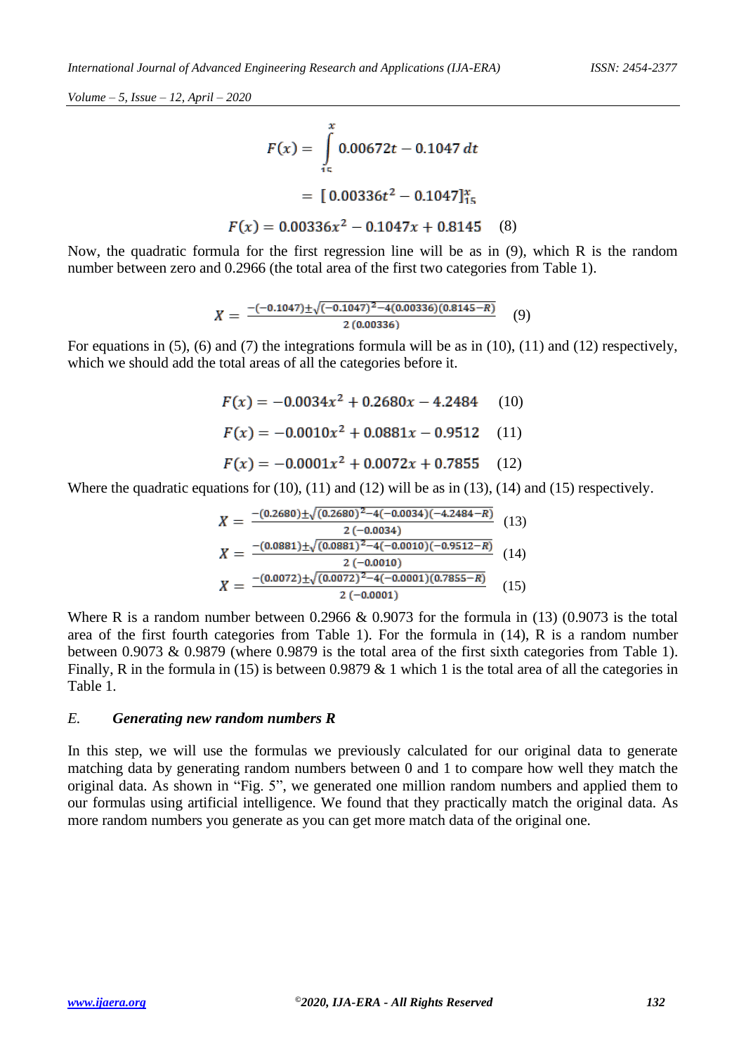$$F(x) = \int_{15}^{x} 0.00672t - 0.1047\, dt$$

$$= [\, 0.00336t^2 - 0.1047]_{15}^{x}$$

$$F(x) = 0.00336x^2 - 0.1047x + 0.8145 \quad (8)$$

Now, the quadratic formula for the first regression line will be as in (9), which R is the random number between zero and 0.2966 (the total area of the first two categories from Table 1).

$$X = \frac{-(-0.1047) \pm \sqrt{(-0.1047)^2 - 4(0.00336)(0.8145 - R)}}{2\,(0.00336)} \quad (9)$$

For equations in (5), (6) and (7) the integrations formula will be as in (10), (11) and (12) respectively, which we should add the total areas of all the categories before it.

$$F(x) = -0.0034x^2 + 0.2680x - 4.2484 \quad (10)$$

$$F(x) = -0.0010x^2 + 0.0881x - 0.9512 \quad (11)$$

$$F(x) = -0.0001x^2 + 0.0072x + 0.7855 \quad (12)$$

Where the quadratic equations for (10), (11) and (12) will be as in (13), (14) and (15) respectively.

$$X = \frac{-(0.2680) \pm \sqrt{(0.2680)^2 - 4(-0.0034)(-4.2484 - R)}}{2\,(-0.0034)} \quad (13)$$

$$X = \frac{-(0.0881) \pm \sqrt{(0.0881)^2 - 4(-0.0010)(-0.9512 - R)}}{2\,(-0.0010)} \quad (14)$$

$$X = \frac{-(0.0072) \pm \sqrt{(0.0072)^2 - 4(-0.0001)(0.7855 - R)}}{2\,(-0.0001)} \quad (15)$$

Where R is a random number between 0.2966 & 0.9073 for the formula in (13) (0.9073 is the total area of the first fourth categories from Table 1). For the formula in (14), R is a random number between 0.9073 & 0.9879 (where 0.9879 is the total area of the first sixth categories from Table 1). Finally, R in the formula in (15) is between 0.9879 & 1 which 1 is the total area of all the categories in Table 1.

### *E. Generating new random numbers R*

In this step, we will use the formulas we previously calculated for our original data to generate matching data by generating random numbers between 0 and 1 to compare how well they match the original data. As shown in "Fig. 5", we generated one million random numbers and applied them to our formulas using artificial intelligence. We found that they practically match the original data. As more random numbers you generate as you can get more match data of the original one.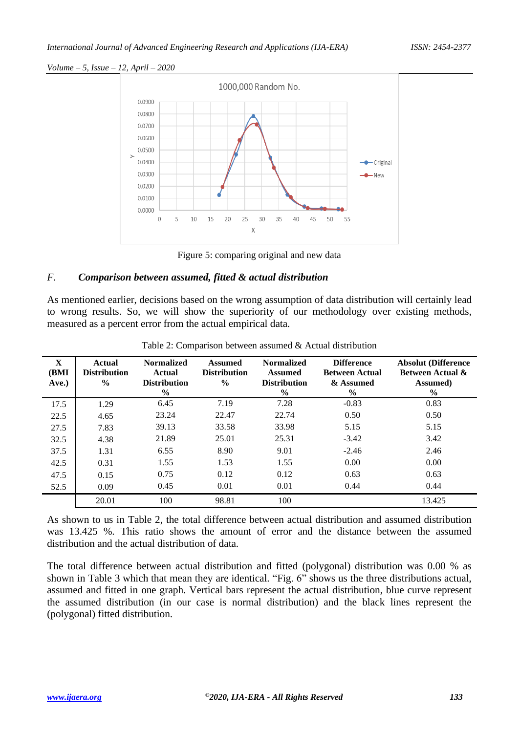Figure 5: comparing original and new data

### F. Comparison between assumed, fitted & actual distribution

As mentioned earlier, decisions based on the wrong assumption of data distribution will certainly lead to wrong results. So, we will show the superiority of our methodology over existing methods, measured as a percent error from the actual empirical data.

Table 2: Comparison between assumed & Actual distribution

| X (BMI Ave.) | Actual Distribution % | Normalized Actual Distribution % | Assumed Distribution % | Normalized Assumed Distribution % | Difference Between Actual & Assumed % | Absolut (Difference Between Actual & Assumed) % |
|---|---|---|---|---|---|---|
| 17.5 | 1.29 | 6.45 | 7.19 | 7.28 | -0.83 | 0.83 |
| 22.5 | 4.65 | 23.24 | 22.47 | 22.74 | 0.50 | 0.50 |
| 27.5 | 7.83 | 39.13 | 33.58 | 33.98 | 5.15 | 5.15 |
| 32.5 | 4.38 | 21.89 | 25.01 | 25.31 | -3.42 | 3.42 |
| 37.5 | 1.31 | 6.55 | 8.90 | 9.01 | -2.46 | 2.46 |
| 42.5 | 0.31 | 1.55 | 1.53 | 1.55 | 0.00 | 0.00 |
| 47.5 | 0.15 | 0.75 | 0.12 | 0.12 | 0.63 | 0.63 |
| 52.5 | 0.09 | 0.45 | 0.01 | 0.01 | 0.44 | 0.44 |
| | 20.01 | 100 | 98.81 | 100 | | 13.425 |

As shown to us in Table 2, the total difference between actual distribution and assumed distribution was 13.425 %. This ratio shows the amount of error and the distance between the assumed distribution and the actual distribution of data.

The total difference between actual distribution and fitted (polygonal) distribution was 0.00 % as shown in Table 3 which that mean they are identical. "Fig. 6" shows us the three distributions actual, assumed and fitted in one graph. Vertical bars represent the actual distribution, blue curve represent the assumed distribution (in our case is normal distribution) and the black lines represent the (polygonal) fitted distribution.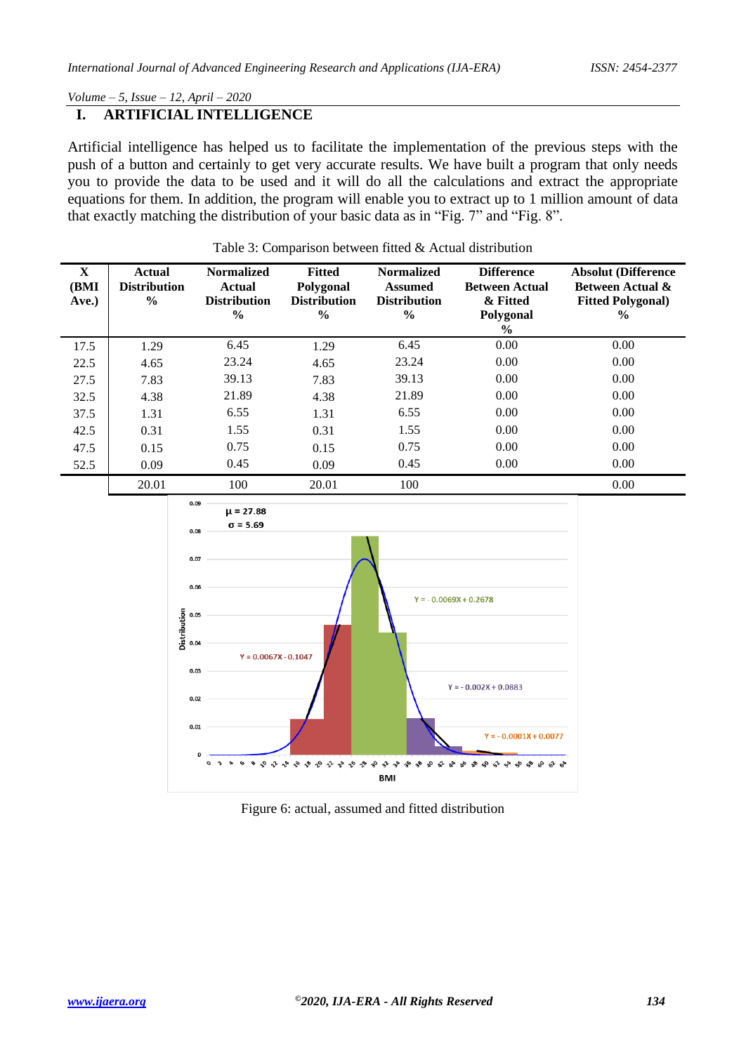## I. ARTIFICIAL INTELLIGENCE

Artificial intelligence has helped us to facilitate the implementation of the previous steps with the push of a button and certainly to get very accurate results. We have built a program that only needs you to provide the data to be used and it will do all the calculations and extract the appropriate equations for them. In addition, the program will enable you to extract up to 1 million amount of data that exactly matching the distribution of your basic data as in “Fig. 7” and “Fig. 8”.

Table 3: Comparison between fitted & Actual distribution

| X (BMI Ave.) | Actual Distribution % | Normalized Actual Distribution % | Fitted Polygonal Distribution % | Normalized Assumed Distribution % | Difference Between Actual & Fitted Polygonal % | Absolut (Difference Between Actual & Fitted Polygonal) % |
|---|---|---|---|---|---|---|
| 17.5 | 1.29 | 6.45 | 1.29 | 6.45 | 0.00 | 0.00 |
| 22.5 | 4.65 | 23.24 | 4.65 | 23.24 | 0.00 | 0.00 |
| 27.5 | 7.83 | 39.13 | 7.83 | 39.13 | 0.00 | 0.00 |
| 32.5 | 4.38 | 21.89 | 4.38 | 21.89 | 0.00 | 0.00 |
| 37.5 | 1.31 | 6.55 | 1.31 | 6.55 | 0.00 | 0.00 |
| 42.5 | 0.31 | 1.55 | 0.31 | 1.55 | 0.00 | 0.00 |
| 47.5 | 0.15 | 0.75 | 0.15 | 0.75 | 0.00 | 0.00 |
| 52.5 | 0.09 | 0.45 | 0.09 | 0.45 | 0.00 | 0.00 |
| | 20.01 | 100 | 20.01 | 100 | | 0.00 |

Figure 6: actual, assumed and fitted distribution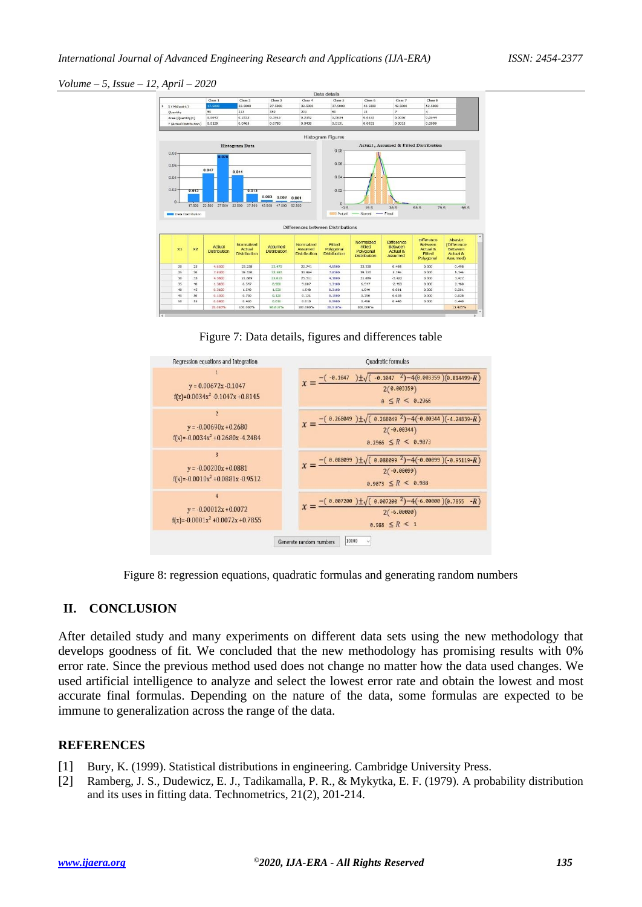Figure 7: Data details, figures and differences table

Figure 8: regression equations, quadratic formulas and generating random numbers

## II. CONCLUSION

After detailed study and many experiments on different data sets using the new methodology that develops goodness of fit. We concluded that the new methodology has promising results with 0% error rate. Since the previous method used does not change no matter how the data used changes. We used artificial intelligence to analyze and select the lowest error rate and obtain the lowest and most accurate final formulas. Depending on the nature of the data, some formulas are expected to be immune to generalization across the range of the data.

## REFERENCES

[1] Bury, K. (1999). Statistical distributions in engineering. Cambridge University Press.

[2] Ramberg, J. S., Dudewicz, E. J., Tadikamalla, P. R., & Mykytka, E. F. (1979). A probability distribution and its uses in fitting data. Technometrics, 21(2), 201-214.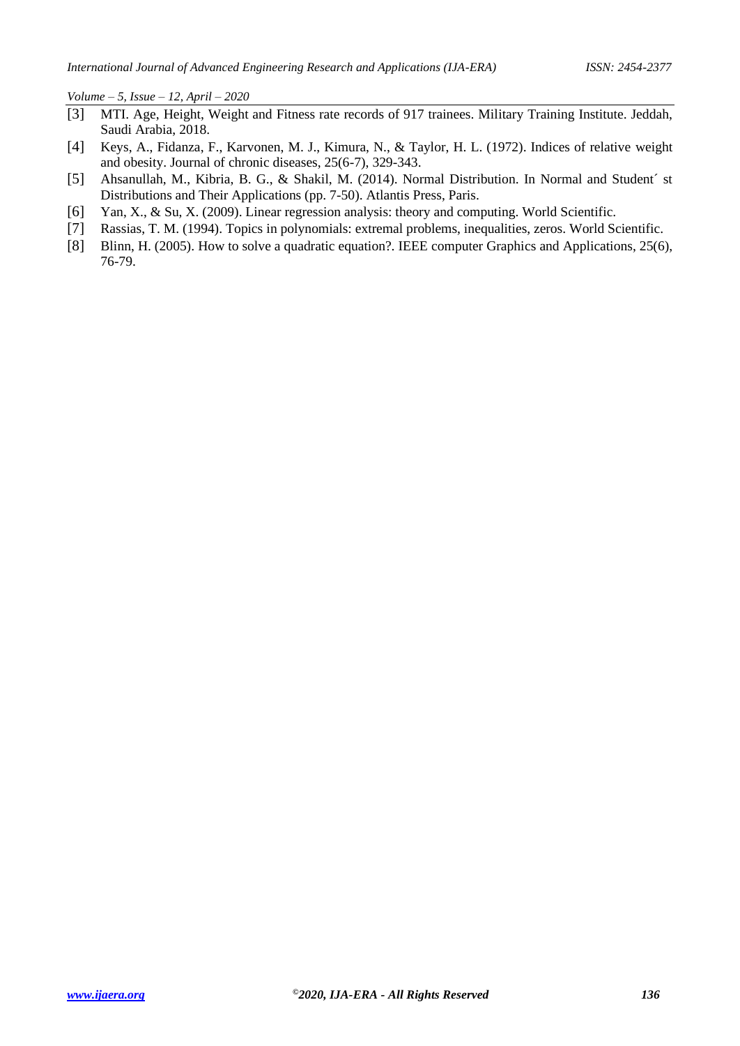[3] MTI. Age, Height, Weight and Fitness rate records of 917 trainees. Military Training Institute. Jeddah, Saudi Arabia, 2018.

[4] Keys, A., Fidanza, F., Karvonen, M. J., Kimura, N., & Taylor, H. L. (1972). Indices of relative weight and obesity. Journal of chronic diseases, 25(6-7), 329-343.

[5] Ahsanullah, M., Kibria, B. G., & Shakil, M. (2014). Normal Distribution. In Normal and Student´ st Distributions and Their Applications (pp. 7-50). Atlantis Press, Paris.

[6] Yan, X., & Su, X. (2009). Linear regression analysis: theory and computing. World Scientific.

[7] Rassias, T. M. (1994). Topics in polynomials: extremal problems, inequalities, zeros. World Scientific.

[8] Blinn, H. (2005). How to solve a quadratic equation?. IEEE computer Graphics and Applications, 25(6), 76-79.